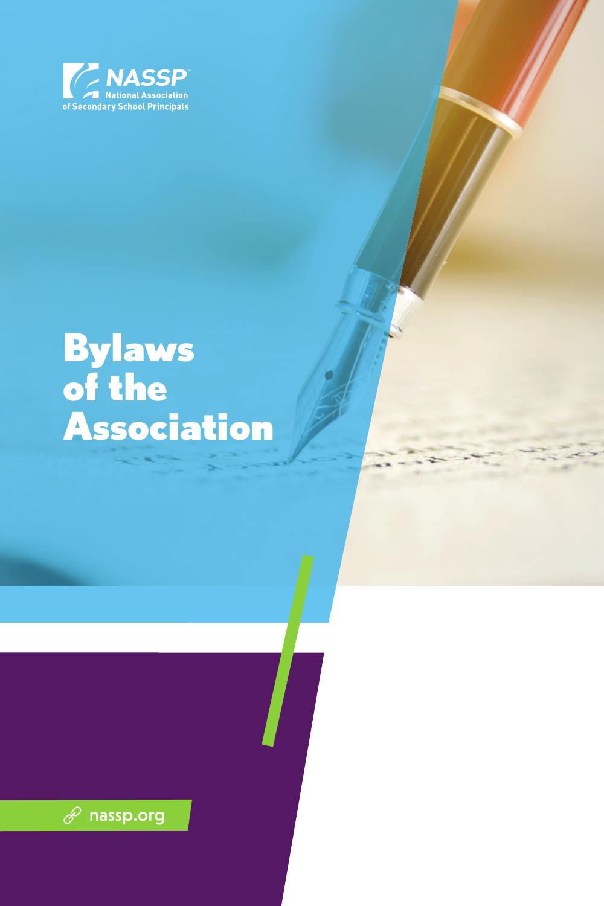NASSP
National Association of Secondary School Principals

# Bylaws of the Association

nassp.org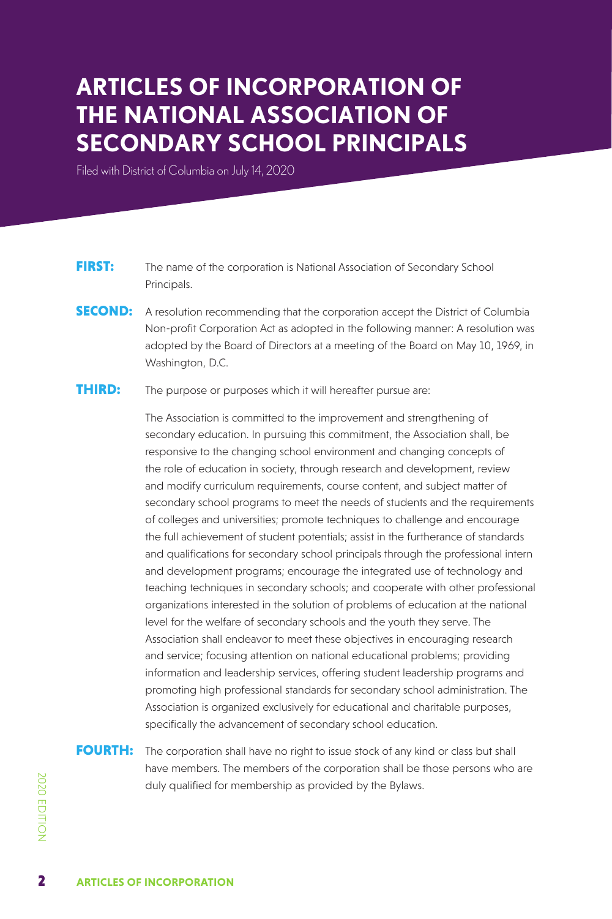# ARTICLES OF INCORPORATION OF THE NATIONAL ASSOCIATION OF SECONDARY SCHOOL PRINCIPALS

Filed with District of Columbia on July 14, 2020

**FIRST:** The name of the corporation is National Association of Secondary School Principals.

**SECOND:** A resolution recommending that the corporation accept the District of Columbia Non-profit Corporation Act as adopted in the following manner: A resolution was adopted by the Board of Directors at a meeting of the Board on May 10, 1969, in Washington, D.C.

**THIRD:** The purpose or purposes which it will hereafter pursue are:

The Association is committed to the improvement and strengthening of secondary education. In pursuing this commitment, the Association shall, be responsive to the changing school environment and changing concepts of the role of education in society, through research and development, review and modify curriculum requirements, course content, and subject matter of secondary school programs to meet the needs of students and the requirements of colleges and universities; promote techniques to challenge and encourage the full achievement of student potentials; assist in the furtherance of standards and qualifications for secondary school principals through the professional intern and development programs; encourage the integrated use of technology and teaching techniques in secondary schools; and cooperate with other professional organizations interested in the solution of problems of education at the national level for the welfare of secondary schools and the youth they serve. The Association shall endeavor to meet these objectives in encouraging research and service; focusing attention on national educational problems; providing information and leadership services, offering student leadership programs and promoting high professional standards for secondary school administration. The Association is organized exclusively for educational and charitable purposes, specifically the advancement of secondary school education.

**FOURTH:** The corporation shall have no right to issue stock of any kind or class but shall have members. The members of the corporation shall be those persons who are duly qualified for membership as provided by the Bylaws.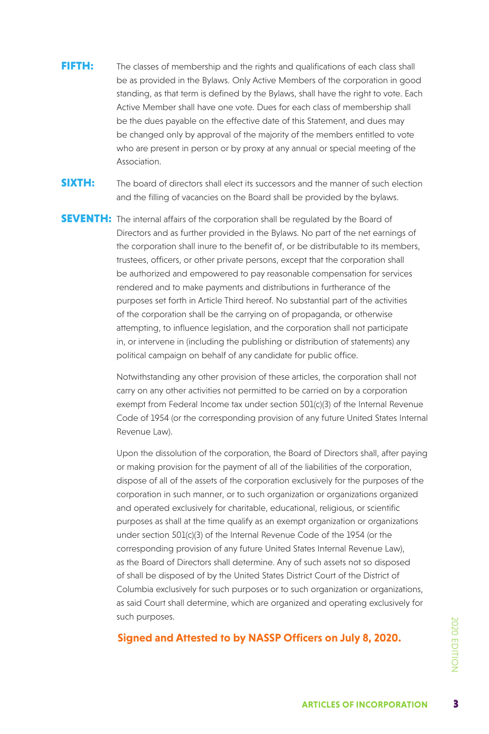**FIFTH:** The classes of membership and the rights and qualifications of each class shall be as provided in the Bylaws. Only Active Members of the corporation in good standing, as that term is defined by the Bylaws, shall have the right to vote. Each Active Member shall have one vote. Dues for each class of membership shall be the dues payable on the effective date of this Statement, and dues may be changed only by approval of the majority of the members entitled to vote who are present in person or by proxy at any annual or special meeting of the Association.

**SIXTH:** The board of directors shall elect its successors and the manner of such election and the filling of vacancies on the Board shall be provided by the bylaws.

**SEVENTH:** The internal affairs of the corporation shall be regulated by the Board of Directors and as further provided in the Bylaws. No part of the net earnings of the corporation shall inure to the benefit of, or be distributable to its members, trustees, officers, or other private persons, except that the corporation shall be authorized and empowered to pay reasonable compensation for services rendered and to make payments and distributions in furtherance of the purposes set forth in Article Third hereof. No substantial part of the activities of the corporation shall be the carrying on of propaganda, or otherwise attempting, to influence legislation, and the corporation shall not participate in, or intervene in (including the publishing or distribution of statements) any political campaign on behalf of any candidate for public office.

Notwithstanding any other provision of these articles, the corporation shall not carry on any other activities not permitted to be carried on by a corporation exempt from Federal Income tax under section 501(c)(3) of the Internal Revenue Code of 1954 (or the corresponding provision of any future United States Internal Revenue Law).

Upon the dissolution of the corporation, the Board of Directors shall, after paying or making provision for the payment of all of the liabilities of the corporation, dispose of all of the assets of the corporation exclusively for the purposes of the corporation in such manner, or to such organization or organizations organized and operated exclusively for charitable, educational, religious, or scientific purposes as shall at the time qualify as an exempt organization or organizations under section 501(c)(3) of the Internal Revenue Code of the 1954 (or the corresponding provision of any future United States Internal Revenue Law), as the Board of Directors shall determine. Any of such assets not so disposed of shall be disposed of by the United States District Court of the District of Columbia exclusively for such purposes or to such organization or organizations, as said Court shall determine, which are organized and operating exclusively for such purposes.

**Signed and Attested to by NASSP Officers on July 8, 2020.**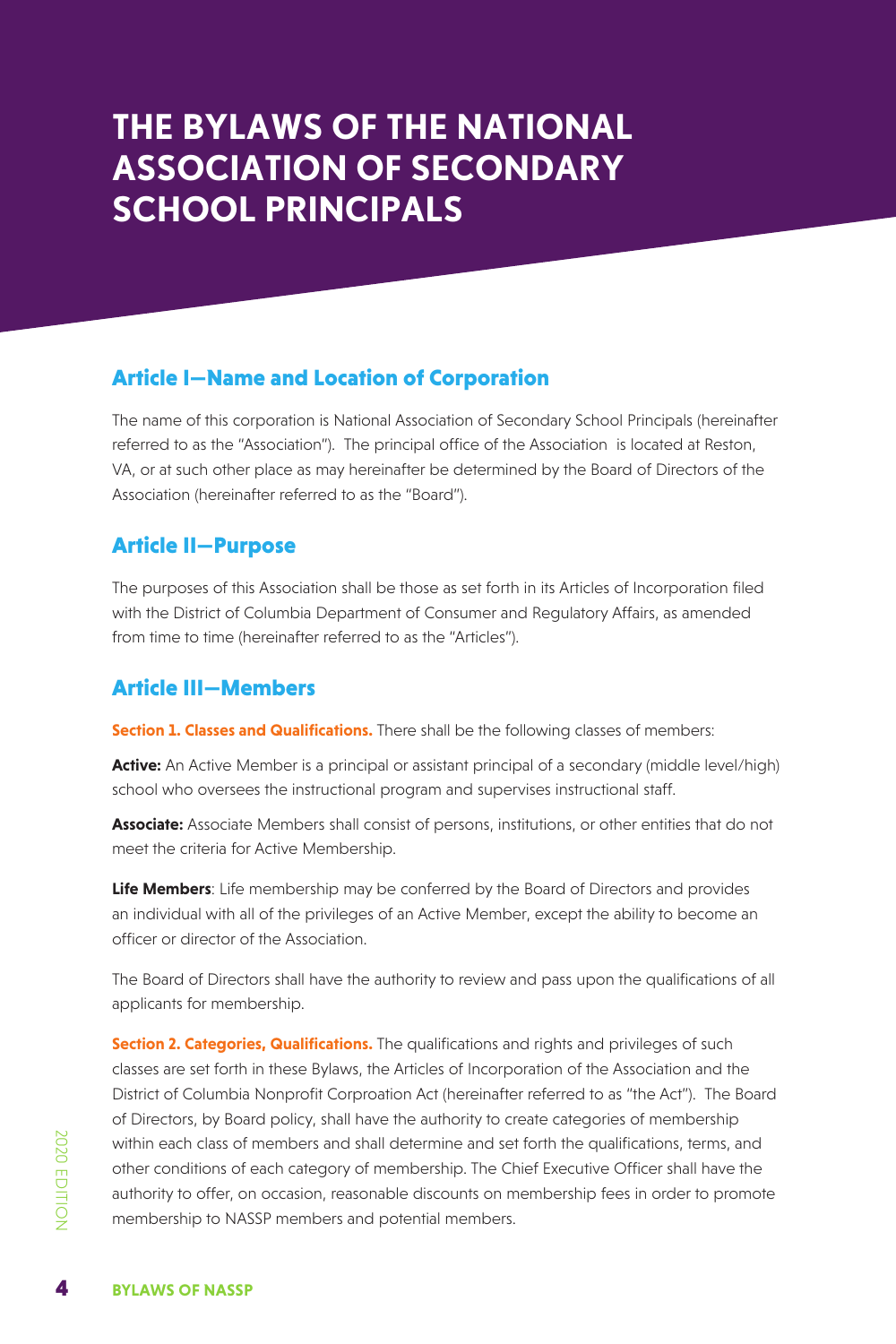# THE BYLAWS OF THE NATIONAL ASSOCIATION OF SECONDARY SCHOOL PRINCIPALS

## Article I—Name and Location of Corporation

The name of this corporation is National Association of Secondary School Principals (hereinafter referred to as the "Association"). The principal office of the Association is located at Reston, VA, or at such other place as may hereinafter be determined by the Board of Directors of the Association (hereinafter referred to as the "Board").

## Article II—Purpose

The purposes of this Association shall be those as set forth in its Articles of Incorporation filed with the District of Columbia Department of Consumer and Regulatory Affairs, as amended from time to time (hereinafter referred to as the "Articles").

## Article III—Members

**Section 1. Classes and Qualifications.** There shall be the following classes of members:

**Active:** An Active Member is a principal or assistant principal of a secondary (middle level/high) school who oversees the instructional program and supervises instructional staff.

**Associate:** Associate Members shall consist of persons, institutions, or other entities that do not meet the criteria for Active Membership.

**Life Members**: Life membership may be conferred by the Board of Directors and provides an individual with all of the privileges of an Active Member, except the ability to become an officer or director of the Association.

The Board of Directors shall have the authority to review and pass upon the qualifications of all applicants for membership.

**Section 2. Categories, Qualifications.** The qualifications and rights and privileges of such classes are set forth in these Bylaws, the Articles of Incorporation of the Association and the District of Columbia Nonprofit Corproation Act (hereinafter referred to as "the Act"). The Board of Directors, by Board policy, shall have the authority to create categories of membership within each class of members and shall determine and set forth the qualifications, terms, and other conditions of each category of membership. The Chief Executive Officer shall have the authority to offer, on occasion, reasonable discounts on membership fees in order to promote membership to NASSP members and potential members.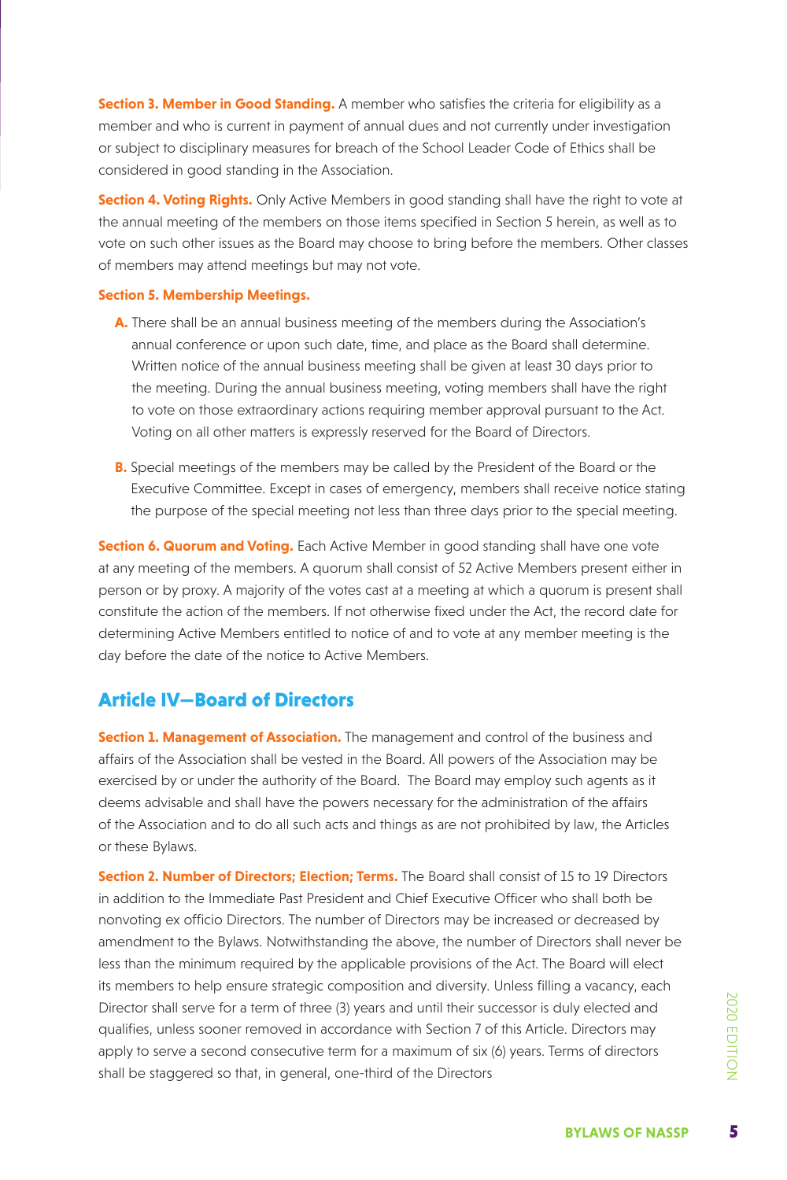**Section 3. Member in Good Standing.** A member who satisfies the criteria for eligibility as a member and who is current in payment of annual dues and not currently under investigation or subject to disciplinary measures for breach of the School Leader Code of Ethics shall be considered in good standing in the Association.

**Section 4. Voting Rights.** Only Active Members in good standing shall have the right to vote at the annual meeting of the members on those items specified in Section 5 herein, as well as to vote on such other issues as the Board may choose to bring before the members. Other classes of members may attend meetings but may not vote.

**Section 5. Membership Meetings.**

**A.** There shall be an annual business meeting of the members during the Association's annual conference or upon such date, time, and place as the Board shall determine. Written notice of the annual business meeting shall be given at least 30 days prior to the meeting. During the annual business meeting, voting members shall have the right to vote on those extraordinary actions requiring member approval pursuant to the Act. Voting on all other matters is expressly reserved for the Board of Directors.

**B.** Special meetings of the members may be called by the President of the Board or the Executive Committee. Except in cases of emergency, members shall receive notice stating the purpose of the special meeting not less than three days prior to the special meeting.

**Section 6. Quorum and Voting.** Each Active Member in good standing shall have one vote at any meeting of the members. A quorum shall consist of 52 Active Members present either in person or by proxy. A majority of the votes cast at a meeting at which a quorum is present shall constitute the action of the members. If not otherwise fixed under the Act, the record date for determining Active Members entitled to notice of and to vote at any member meeting is the day before the date of the notice to Active Members.

## Article IV—Board of Directors

**Section 1. Management of Association.** The management and control of the business and affairs of the Association shall be vested in the Board. All powers of the Association may be exercised by or under the authority of the Board. The Board may employ such agents as it deems advisable and shall have the powers necessary for the administration of the affairs of the Association and to do all such acts and things as are not prohibited by law, the Articles or these Bylaws.

**Section 2. Number of Directors; Election; Terms.** The Board shall consist of 15 to 19 Directors in addition to the Immediate Past President and Chief Executive Officer who shall both be nonvoting ex officio Directors. The number of Directors may be increased or decreased by amendment to the Bylaws. Notwithstanding the above, the number of Directors shall never be less than the minimum required by the applicable provisions of the Act. The Board will elect its members to help ensure strategic composition and diversity. Unless filling a vacancy, each Director shall serve for a term of three (3) years and until their successor is duly elected and qualifies, unless sooner removed in accordance with Section 7 of this Article. Directors may apply to serve a second consecutive term for a maximum of six (6) years. Terms of directors shall be staggered so that, in general, one-third of the Directors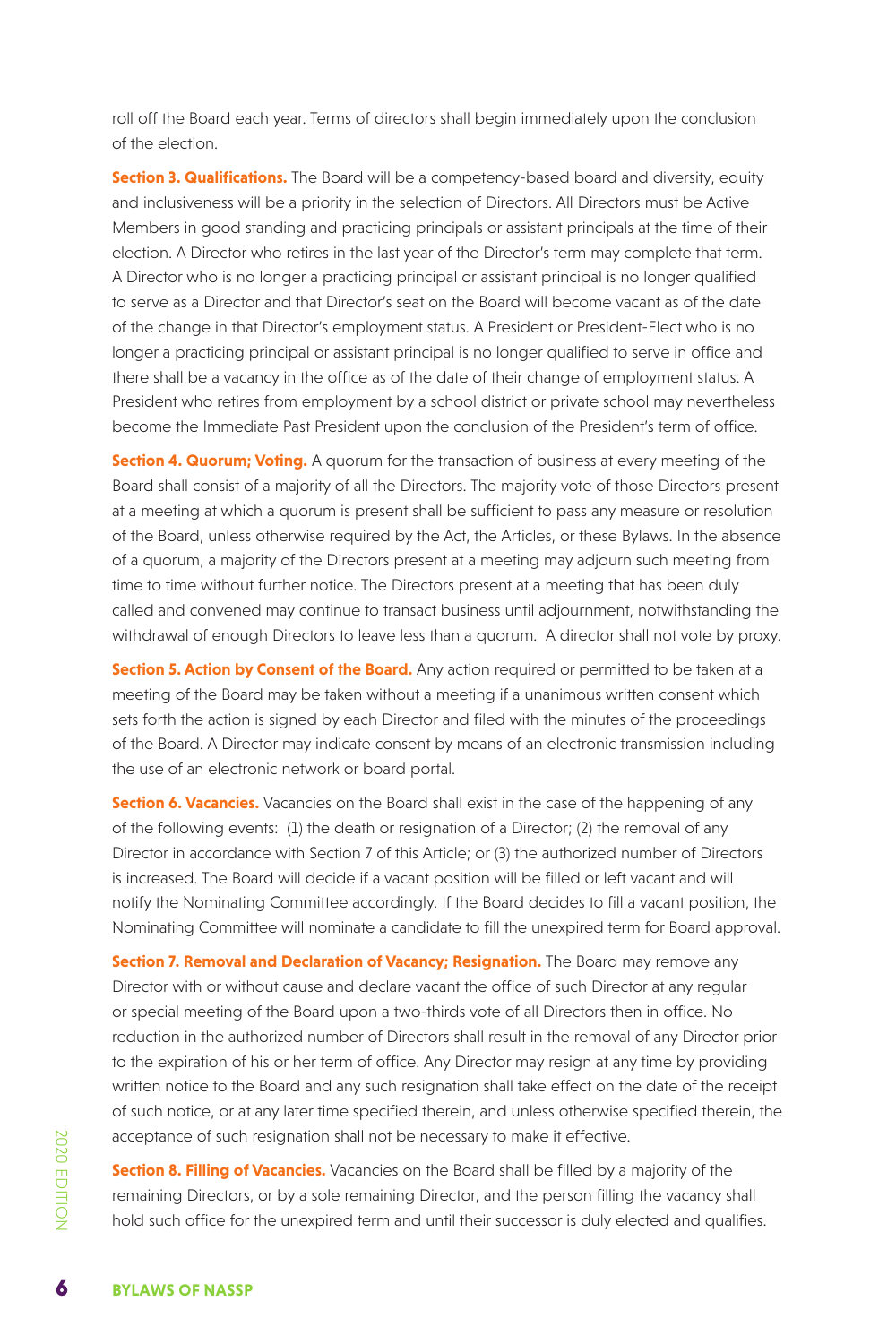roll off the Board each year. Terms of directors shall begin immediately upon the conclusion of the election.

**Section 3. Qualifications.** The Board will be a competency-based board and diversity, equity and inclusiveness will be a priority in the selection of Directors. All Directors must be Active Members in good standing and practicing principals or assistant principals at the time of their election. A Director who retires in the last year of the Director's term may complete that term. A Director who is no longer a practicing principal or assistant principal is no longer qualified to serve as a Director and that Director's seat on the Board will become vacant as of the date of the change in that Director's employment status. A President or President-Elect who is no longer a practicing principal or assistant principal is no longer qualified to serve in office and there shall be a vacancy in the office as of the date of their change of employment status. A President who retires from employment by a school district or private school may nevertheless become the Immediate Past President upon the conclusion of the President's term of office.

**Section 4. Quorum; Voting.** A quorum for the transaction of business at every meeting of the Board shall consist of a majority of all the Directors. The majority vote of those Directors present at a meeting at which a quorum is present shall be sufficient to pass any measure or resolution of the Board, unless otherwise required by the Act, the Articles, or these Bylaws. In the absence of a quorum, a majority of the Directors present at a meeting may adjourn such meeting from time to time without further notice. The Directors present at a meeting that has been duly called and convened may continue to transact business until adjournment, notwithstanding the withdrawal of enough Directors to leave less than a quorum. A director shall not vote by proxy.

**Section 5. Action by Consent of the Board.** Any action required or permitted to be taken at a meeting of the Board may be taken without a meeting if a unanimous written consent which sets forth the action is signed by each Director and filed with the minutes of the proceedings of the Board. A Director may indicate consent by means of an electronic transmission including the use of an electronic network or board portal.

**Section 6. Vacancies.** Vacancies on the Board shall exist in the case of the happening of any of the following events: (1) the death or resignation of a Director; (2) the removal of any Director in accordance with Section 7 of this Article; or (3) the authorized number of Directors is increased. The Board will decide if a vacant position will be filled or left vacant and will notify the Nominating Committee accordingly. If the Board decides to fill a vacant position, the Nominating Committee will nominate a candidate to fill the unexpired term for Board approval.

**Section 7. Removal and Declaration of Vacancy; Resignation.** The Board may remove any Director with or without cause and declare vacant the office of such Director at any regular or special meeting of the Board upon a two-thirds vote of all Directors then in office. No reduction in the authorized number of Directors shall result in the removal of any Director prior to the expiration of his or her term of office. Any Director may resign at any time by providing written notice to the Board and any such resignation shall take effect on the date of the receipt of such notice, or at any later time specified therein, and unless otherwise specified therein, the acceptance of such resignation shall not be necessary to make it effective.

**Section 8. Filling of Vacancies.** Vacancies on the Board shall be filled by a majority of the remaining Directors, or by a sole remaining Director, and the person filling the vacancy shall hold such office for the unexpired term and until their successor is duly elected and qualifies.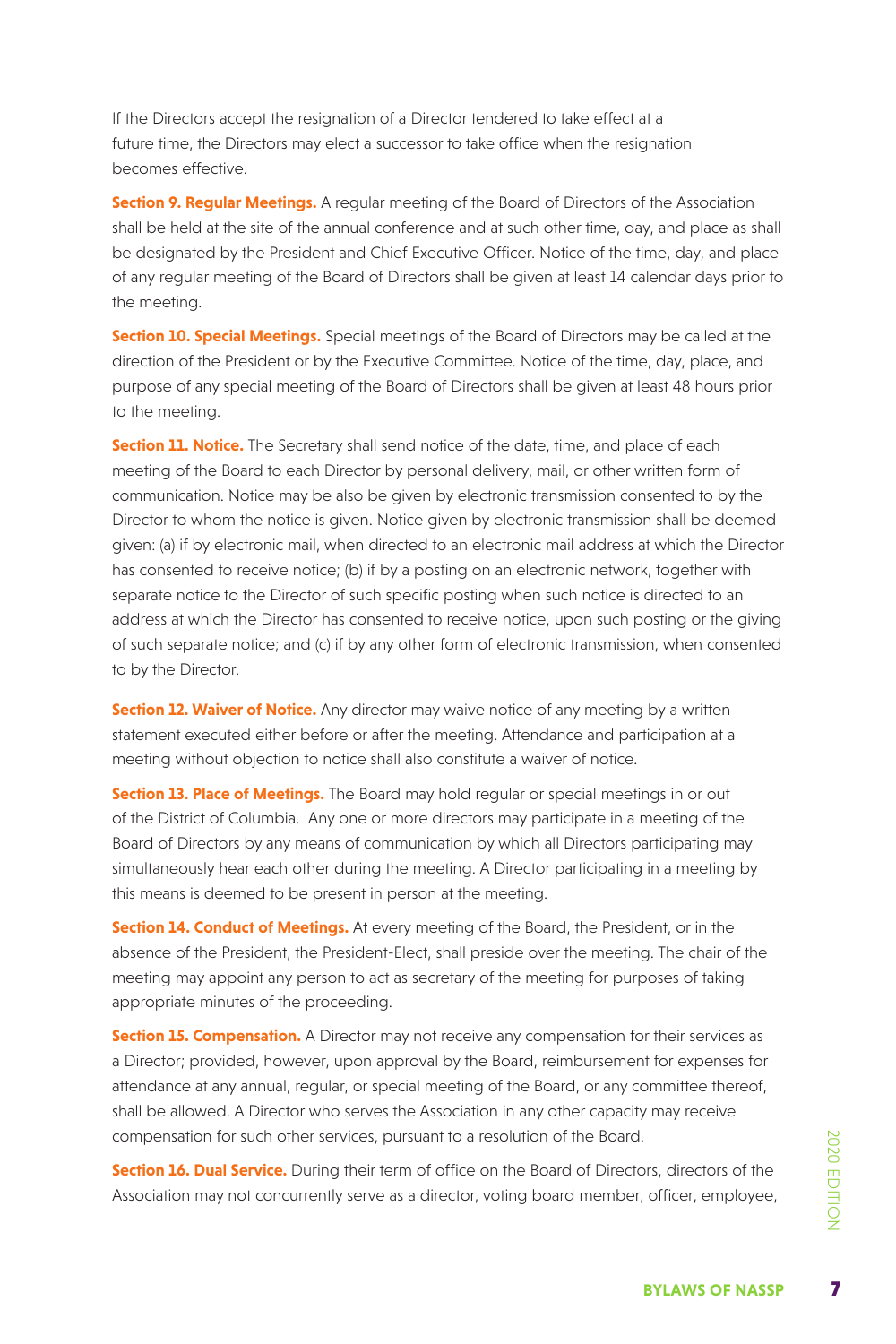If the Directors accept the resignation of a Director tendered to take effect at a future time, the Directors may elect a successor to take office when the resignation becomes effective.

**Section 9. Regular Meetings.** A regular meeting of the Board of Directors of the Association shall be held at the site of the annual conference and at such other time, day, and place as shall be designated by the President and Chief Executive Officer. Notice of the time, day, and place of any regular meeting of the Board of Directors shall be given at least 14 calendar days prior to the meeting.

**Section 10. Special Meetings.** Special meetings of the Board of Directors may be called at the direction of the President or by the Executive Committee. Notice of the time, day, place, and purpose of any special meeting of the Board of Directors shall be given at least 48 hours prior to the meeting.

**Section 11. Notice.** The Secretary shall send notice of the date, time, and place of each meeting of the Board to each Director by personal delivery, mail, or other written form of communication. Notice may be also be given by electronic transmission consented to by the Director to whom the notice is given. Notice given by electronic transmission shall be deemed given: (a) if by electronic mail, when directed to an electronic mail address at which the Director has consented to receive notice; (b) if by a posting on an electronic network, together with separate notice to the Director of such specific posting when such notice is directed to an address at which the Director has consented to receive notice, upon such posting or the giving of such separate notice; and (c) if by any other form of electronic transmission, when consented to by the Director.

**Section 12. Waiver of Notice.** Any director may waive notice of any meeting by a written statement executed either before or after the meeting. Attendance and participation at a meeting without objection to notice shall also constitute a waiver of notice.

**Section 13. Place of Meetings.** The Board may hold regular or special meetings in or out of the District of Columbia. Any one or more directors may participate in a meeting of the Board of Directors by any means of communication by which all Directors participating may simultaneously hear each other during the meeting. A Director participating in a meeting by this means is deemed to be present in person at the meeting.

**Section 14. Conduct of Meetings.** At every meeting of the Board, the President, or in the absence of the President, the President-Elect, shall preside over the meeting. The chair of the meeting may appoint any person to act as secretary of the meeting for purposes of taking appropriate minutes of the proceeding.

**Section 15. Compensation.** A Director may not receive any compensation for their services as a Director; provided, however, upon approval by the Board, reimbursement for expenses for attendance at any annual, regular, or special meeting of the Board, or any committee thereof, shall be allowed. A Director who serves the Association in any other capacity may receive compensation for such other services, pursuant to a resolution of the Board.

**Section 16. Dual Service.** During their term of office on the Board of Directors, directors of the Association may not concurrently serve as a director, voting board member, officer, employee,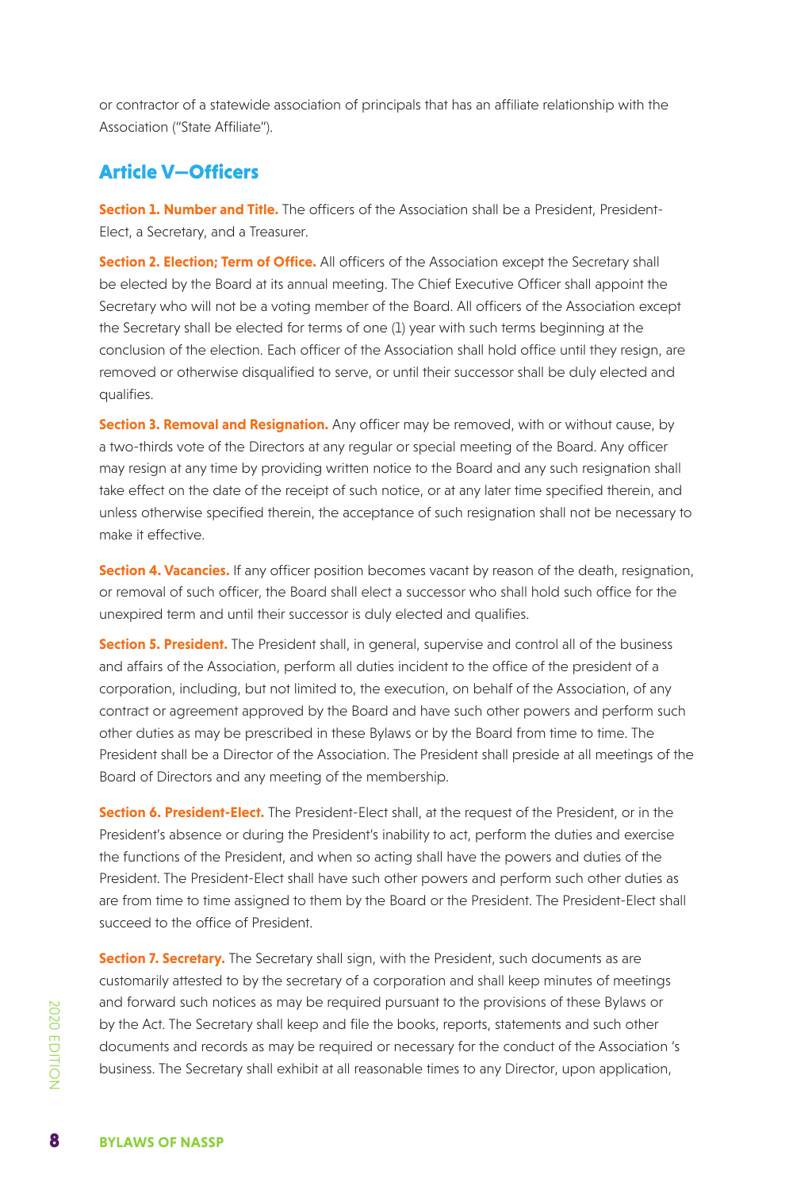or contractor of a statewide association of principals that has an affiliate relationship with the Association ("State Affiliate").

## Article V—Officers

**Section 1. Number and Title.** The officers of the Association shall be a President, President-Elect, a Secretary, and a Treasurer.

**Section 2. Election; Term of Office.** All officers of the Association except the Secretary shall be elected by the Board at its annual meeting. The Chief Executive Officer shall appoint the Secretary who will not be a voting member of the Board. All officers of the Association except the Secretary shall be elected for terms of one (1) year with such terms beginning at the conclusion of the election. Each officer of the Association shall hold office until they resign, are removed or otherwise disqualified to serve, or until their successor shall be duly elected and qualifies.

**Section 3. Removal and Resignation.** Any officer may be removed, with or without cause, by a two-thirds vote of the Directors at any regular or special meeting of the Board. Any officer may resign at any time by providing written notice to the Board and any such resignation shall take effect on the date of the receipt of such notice, or at any later time specified therein, and unless otherwise specified therein, the acceptance of such resignation shall not be necessary to make it effective.

**Section 4. Vacancies.** If any officer position becomes vacant by reason of the death, resignation, or removal of such officer, the Board shall elect a successor who shall hold such office for the unexpired term and until their successor is duly elected and qualifies.

**Section 5. President.** The President shall, in general, supervise and control all of the business and affairs of the Association, perform all duties incident to the office of the president of a corporation, including, but not limited to, the execution, on behalf of the Association, of any contract or agreement approved by the Board and have such other powers and perform such other duties as may be prescribed in these Bylaws or by the Board from time to time. The President shall be a Director of the Association. The President shall preside at all meetings of the Board of Directors and any meeting of the membership.

**Section 6. President-Elect.** The President-Elect shall, at the request of the President, or in the President's absence or during the President's inability to act, perform the duties and exercise the functions of the President, and when so acting shall have the powers and duties of the President. The President-Elect shall have such other powers and perform such other duties as are from time to time assigned to them by the Board or the President. The President-Elect shall succeed to the office of President.

**Section 7. Secretary.** The Secretary shall sign, with the President, such documents as are customarily attested to by the secretary of a corporation and shall keep minutes of meetings and forward such notices as may be required pursuant to the provisions of these Bylaws or by the Act. The Secretary shall keep and file the books, reports, statements and such other documents and records as may be required or necessary for the conduct of the Association 's business. The Secretary shall exhibit at all reasonable times to any Director, upon application,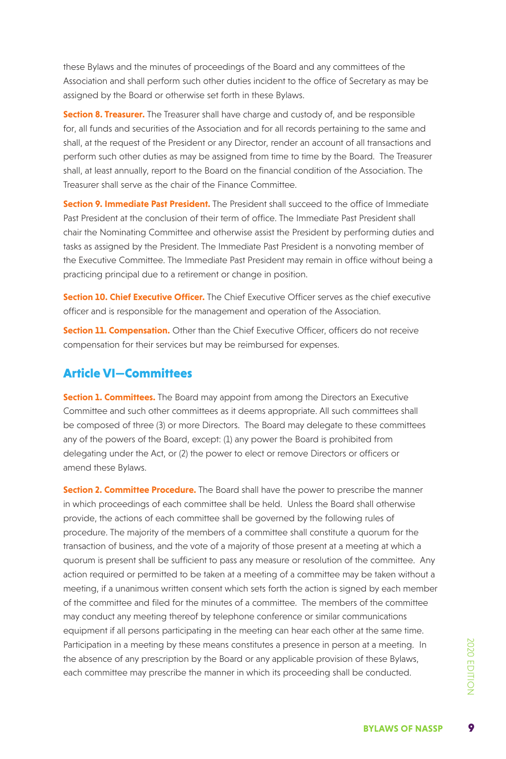these Bylaws and the minutes of proceedings of the Board and any committees of the Association and shall perform such other duties incident to the office of Secretary as may be assigned by the Board or otherwise set forth in these Bylaws.

**Section 8. Treasurer.** The Treasurer shall have charge and custody of, and be responsible for, all funds and securities of the Association and for all records pertaining to the same and shall, at the request of the President or any Director, render an account of all transactions and perform such other duties as may be assigned from time to time by the Board. The Treasurer shall, at least annually, report to the Board on the financial condition of the Association. The Treasurer shall serve as the chair of the Finance Committee.

**Section 9. Immediate Past President.** The President shall succeed to the office of Immediate Past President at the conclusion of their term of office. The Immediate Past President shall chair the Nominating Committee and otherwise assist the President by performing duties and tasks as assigned by the President. The Immediate Past President is a nonvoting member of the Executive Committee. The Immediate Past President may remain in office without being a practicing principal due to a retirement or change in position.

**Section 10. Chief Executive Officer.** The Chief Executive Officer serves as the chief executive officer and is responsible for the management and operation of the Association.

**Section 11. Compensation.** Other than the Chief Executive Officer, officers do not receive compensation for their services but may be reimbursed for expenses.

## Article VI—Committees

**Section 1. Committees.** The Board may appoint from among the Directors an Executive Committee and such other committees as it deems appropriate. All such committees shall be composed of three (3) or more Directors. The Board may delegate to these committees any of the powers of the Board, except: (1) any power the Board is prohibited from delegating under the Act, or (2) the power to elect or remove Directors or officers or amend these Bylaws.

**Section 2. Committee Procedure.** The Board shall have the power to prescribe the manner in which proceedings of each committee shall be held. Unless the Board shall otherwise provide, the actions of each committee shall be governed by the following rules of procedure. The majority of the members of a committee shall constitute a quorum for the transaction of business, and the vote of a majority of those present at a meeting at which a quorum is present shall be sufficient to pass any measure or resolution of the committee. Any action required or permitted to be taken at a meeting of a committee may be taken without a meeting, if a unanimous written consent which sets forth the action is signed by each member of the committee and filed for the minutes of a committee. The members of the committee may conduct any meeting thereof by telephone conference or similar communications equipment if all persons participating in the meeting can hear each other at the same time. Participation in a meeting by these means constitutes a presence in person at a meeting. In the absence of any prescription by the Board or any applicable provision of these Bylaws, each committee may prescribe the manner in which its proceeding shall be conducted.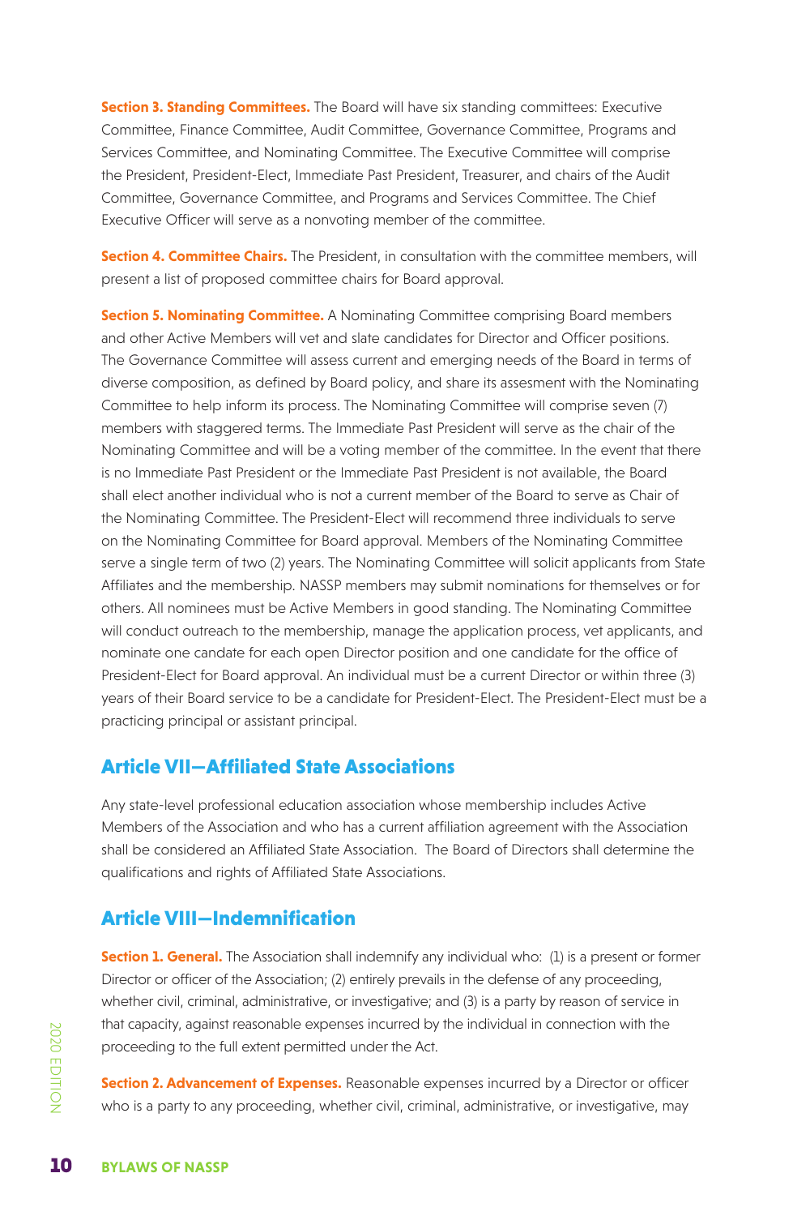**Section 3. Standing Committees.** The Board will have six standing committees: Executive Committee, Finance Committee, Audit Committee, Governance Committee, Programs and Services Committee, and Nominating Committee. The Executive Committee will comprise the President, President-Elect, Immediate Past President, Treasurer, and chairs of the Audit Committee, Governance Committee, and Programs and Services Committee. The Chief Executive Officer will serve as a nonvoting member of the committee.

**Section 4. Committee Chairs.** The President, in consultation with the committee members, will present a list of proposed committee chairs for Board approval.

**Section 5. Nominating Committee.** A Nominating Committee comprising Board members and other Active Members will vet and slate candidates for Director and Officer positions. The Governance Committee will assess current and emerging needs of the Board in terms of diverse composition, as defined by Board policy, and share its assesment with the Nominating Committee to help inform its process. The Nominating Committee will comprise seven (7) members with staggered terms. The Immediate Past President will serve as the chair of the Nominating Committee and will be a voting member of the committee. In the event that there is no Immediate Past President or the Immediate Past President is not available, the Board shall elect another individual who is not a current member of the Board to serve as Chair of the Nominating Committee. The President-Elect will recommend three individuals to serve on the Nominating Committee for Board approval. Members of the Nominating Committee serve a single term of two (2) years. The Nominating Committee will solicit applicants from State Affiliates and the membership. NASSP members may submit nominations for themselves or for others. All nominees must be Active Members in good standing. The Nominating Committee will conduct outreach to the membership, manage the application process, vet applicants, and nominate one candate for each open Director position and one candidate for the office of President-Elect for Board approval. An individual must be a current Director or within three (3) years of their Board service to be a candidate for President-Elect. The President-Elect must be a practicing principal or assistant principal.

## Article VII—Affiliated State Associations

Any state-level professional education association whose membership includes Active Members of the Association and who has a current affiliation agreement with the Association shall be considered an Affiliated State Association. The Board of Directors shall determine the qualifications and rights of Affiliated State Associations.

## Article VIII—Indemnification

**Section 1. General.** The Association shall indemnify any individual who: (1) is a present or former Director or officer of the Association; (2) entirely prevails in the defense of any proceeding, whether civil, criminal, administrative, or investigative; and (3) is a party by reason of service in that capacity, against reasonable expenses incurred by the individual in connection with the proceeding to the full extent permitted under the Act.

**Section 2. Advancement of Expenses.** Reasonable expenses incurred by a Director or officer who is a party to any proceeding, whether civil, criminal, administrative, or investigative, may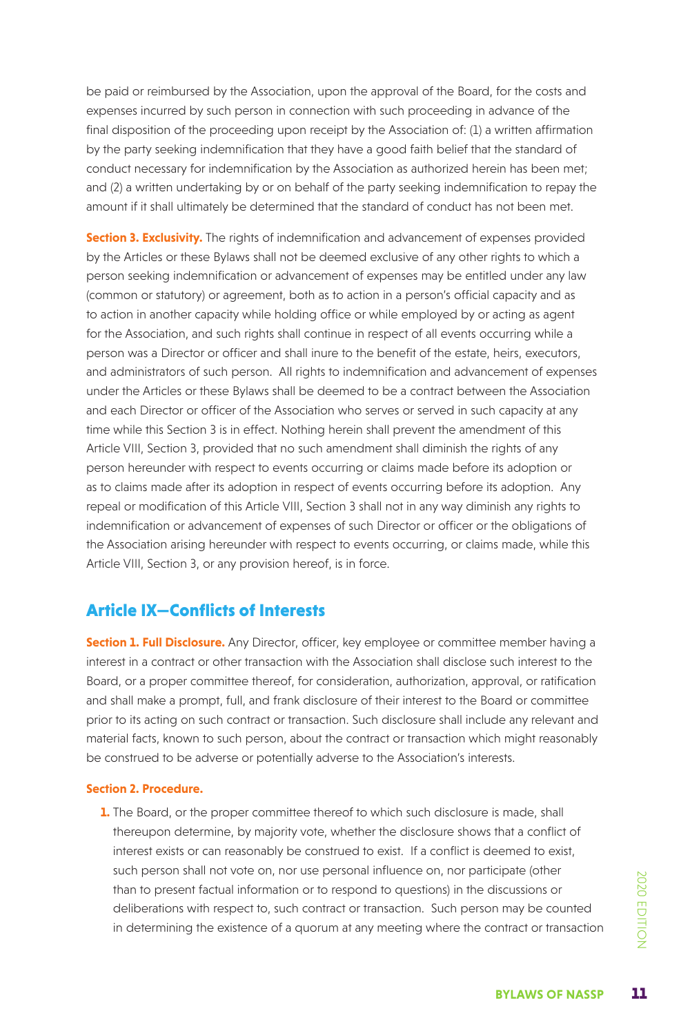be paid or reimbursed by the Association, upon the approval of the Board, for the costs and expenses incurred by such person in connection with such proceeding in advance of the final disposition of the proceeding upon receipt by the Association of: (1) a written affirmation by the party seeking indemnification that they have a good faith belief that the standard of conduct necessary for indemnification by the Association as authorized herein has been met; and (2) a written undertaking by or on behalf of the party seeking indemnification to repay the amount if it shall ultimately be determined that the standard of conduct has not been met.

**Section 3. Exclusivity.** The rights of indemnification and advancement of expenses provided by the Articles or these Bylaws shall not be deemed exclusive of any other rights to which a person seeking indemnification or advancement of expenses may be entitled under any law (common or statutory) or agreement, both as to action in a person's official capacity and as to action in another capacity while holding office or while employed by or acting as agent for the Association, and such rights shall continue in respect of all events occurring while a person was a Director or officer and shall inure to the benefit of the estate, heirs, executors, and administrators of such person. All rights to indemnification and advancement of expenses under the Articles or these Bylaws shall be deemed to be a contract between the Association and each Director or officer of the Association who serves or served in such capacity at any time while this Section 3 is in effect. Nothing herein shall prevent the amendment of this Article VIII, Section 3, provided that no such amendment shall diminish the rights of any person hereunder with respect to events occurring or claims made before its adoption or as to claims made after its adoption in respect of events occurring before its adoption. Any repeal or modification of this Article VIII, Section 3 shall not in any way diminish any rights to indemnification or advancement of expenses of such Director or officer or the obligations of the Association arising hereunder with respect to events occurring, or claims made, while this Article VIII, Section 3, or any provision hereof, is in force.

## Article IX—Conflicts of Interests

**Section 1. Full Disclosure.** Any Director, officer, key employee or committee member having a interest in a contract or other transaction with the Association shall disclose such interest to the Board, or a proper committee thereof, for consideration, authorization, approval, or ratification and shall make a prompt, full, and frank disclosure of their interest to the Board or committee prior to its acting on such contract or transaction. Such disclosure shall include any relevant and material facts, known to such person, about the contract or transaction which might reasonably be construed to be adverse or potentially adverse to the Association's interests.

**Section 2. Procedure.**

1. The Board, or the proper committee thereof to which such disclosure is made, shall thereupon determine, by majority vote, whether the disclosure shows that a conflict of interest exists or can reasonably be construed to exist. If a conflict is deemed to exist, such person shall not vote on, nor use personal influence on, nor participate (other than to present factual information or to respond to questions) in the discussions or deliberations with respect to, such contract or transaction. Such person may be counted in determining the existence of a quorum at any meeting where the contract or transaction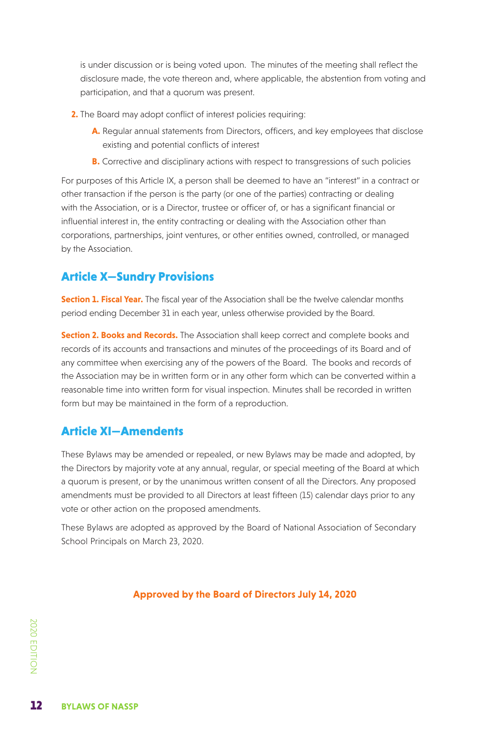is under discussion or is being voted upon. The minutes of the meeting shall reflect the disclosure made, the vote thereon and, where applicable, the abstention from voting and participation, and that a quorum was present.

2. The Board may adopt conflict of interest policies requiring:

   A. Regular annual statements from Directors, officers, and key employees that disclose existing and potential conflicts of interest

   B. Corrective and disciplinary actions with respect to transgressions of such policies

For purposes of this Article IX, a person shall be deemed to have an "interest" in a contract or other transaction if the person is the party (or one of the parties) contracting or dealing with the Association, or is a Director, trustee or officer of, or has a significant financial or influential interest in, the entity contracting or dealing with the Association other than corporations, partnerships, joint ventures, or other entities owned, controlled, or managed by the Association.

## Article X—Sundry Provisions

**Section 1. Fiscal Year.** The fiscal year of the Association shall be the twelve calendar months period ending December 31 in each year, unless otherwise provided by the Board.

**Section 2. Books and Records.** The Association shall keep correct and complete books and records of its accounts and transactions and minutes of the proceedings of its Board and of any committee when exercising any of the powers of the Board. The books and records of the Association may be in written form or in any other form which can be converted within a reasonable time into written form for visual inspection. Minutes shall be recorded in written form but may be maintained in the form of a reproduction.

## Article XI—Amendents

These Bylaws may be amended or repealed, or new Bylaws may be made and adopted, by the Directors by majority vote at any annual, regular, or special meeting of the Board at which a quorum is present, or by the unanimous written consent of all the Directors. Any proposed amendments must be provided to all Directors at least fifteen (15) calendar days prior to any vote or other action on the proposed amendments.

These Bylaws are adopted as approved by the Board of National Association of Secondary School Principals on March 23, 2020.

**Approved by the Board of Directors July 14, 2020**